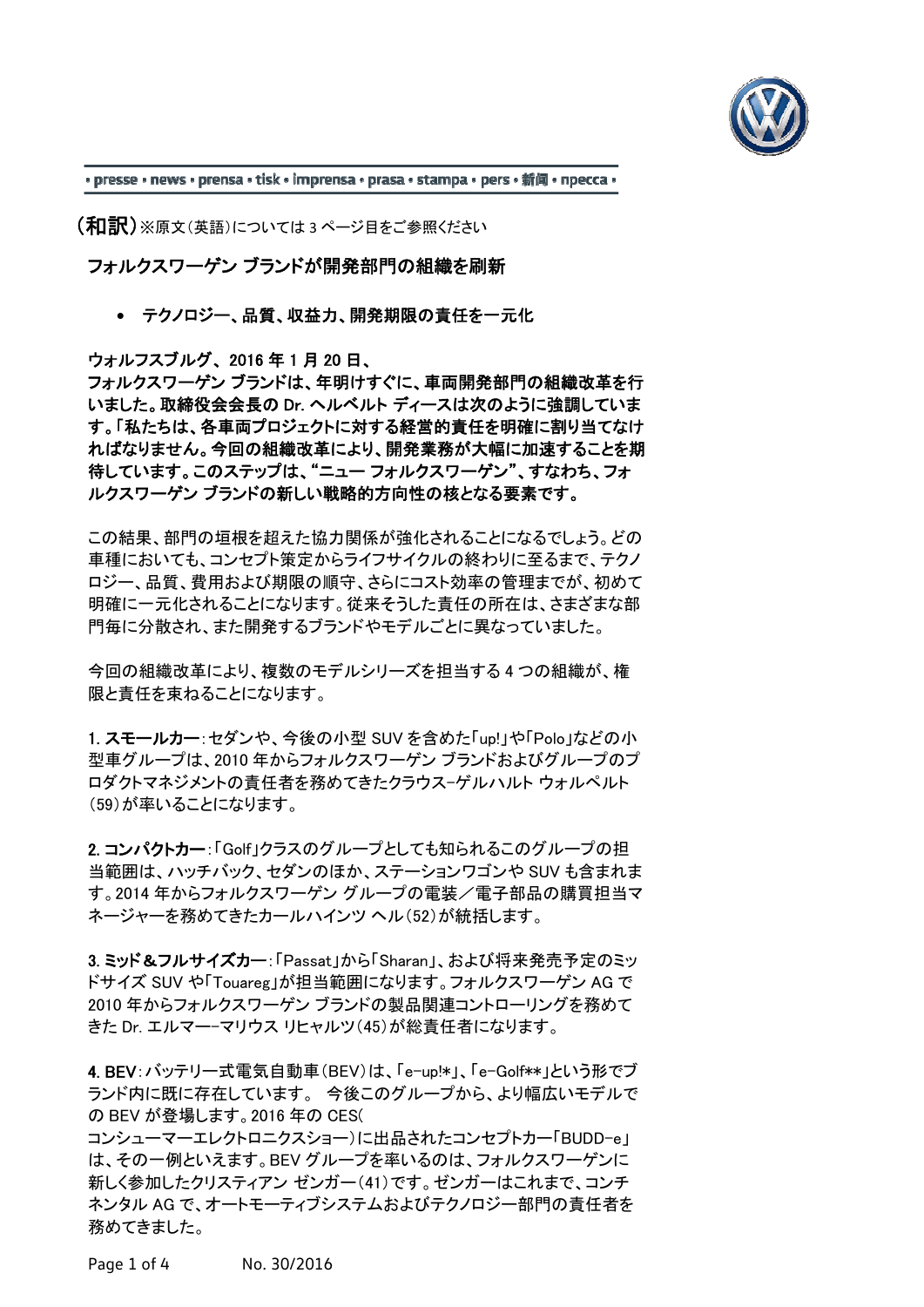· presse · news · prensa · tisk · imprensa · prasa · stampa · pers · 新闻 · пресса ·

（和訳）※原文（英語）については 3 ページ目をご参照ください

## フォルクスワーゲン ブランドが開発部門の組織を刷新

- **テクノロジー、品質、収益力、開発期限の責任を一元化**

**ウォルフスブルグ、2016 年 1 月 20 日、**
**フォルクスワーゲン ブランドは、年明けすぐに、車両開発部門の組織改革を行いました。取締役会会長の Dr. ヘルベルト ディースは次のように強調しています。「私たちは、各車両プロジェクトに対する経営的責任を明確に割り当てなければなりません。今回の組織改革により、開発業務が大幅に加速することを期待しています。このステップは、“ニュー フォルクスワーゲン”、すなわち、フォルクスワーゲン ブランドの新しい戦略的方向性の核となる要素です。**

この結果、部門の垣根を超えた協力関係が強化されることになるでしょう。どの車種においても、コンセプト策定からライフサイクルの終わりに至るまで、テクノロジー、品質、費用および期限の順守、さらにコスト効率の管理までが、初めて明確に一元化されることになります。従来そうした責任の所在は、さまざまな部門毎に分散され、また開発するブランドやモデルごとに異なっていました。

今回の組織改革により、複数のモデルシリーズを担当する 4 つの組織が、権限と責任を束ねることになります。

**1. スモールカー**：セダンや、今後の小型 SUV を含めた「up!」や「Polo」などの小型車グループは、2010 年からフォルクスワーゲン ブランドおよびグループのプロダクトマネジメントの責任者を務めてきたクラウス-ゲルハルト ウォルペルト（59）が率いることになります。

**2. コンパクトカー**：「Golf」クラスのグループとしても知られるこのグループの担当範囲は、ハッチバック、セダンのほか、ステーションワゴンや SUV も含まれます。2014 年からフォルクスワーゲン グループの電装／電子部品の購買担当マネージャーを務めてきたカールハインツ ヘル（52）が統括します。

**3. ミッド＆フルサイズカー**：「Passat」から「Sharan」、および将来発売予定のミッドサイズ SUV や「Touareg」が担当範囲になります。フォルクスワーゲン AG で 2010 年からフォルクスワーゲン ブランドの製品関連コントローリングを務めてきた Dr. エルマー−マリウス リヒャルツ（45）が総責任者になります。

**4. BEV**：バッテリー式電気自動車（BEV）は、「e-up!*」、「e-Golf**」という形でブランド内に既に存在しています。 今後このグループから、より幅広いモデルでの BEV が登場します。2016 年の CES（コンシューマーエレクトロニクスショー）に出品されたコンセプトカー「BUDD-e」は、その一例といえます。BEV グループを率いるのは、フォルクスワーゲンに新しく参加したクリスティアン ゼンガー（41）です。ゼンガーはこれまで、コンチネンタル AG で、オートモーティブシステムおよびテクノロジー部門の責任者を務めてきました。

No. 30/2016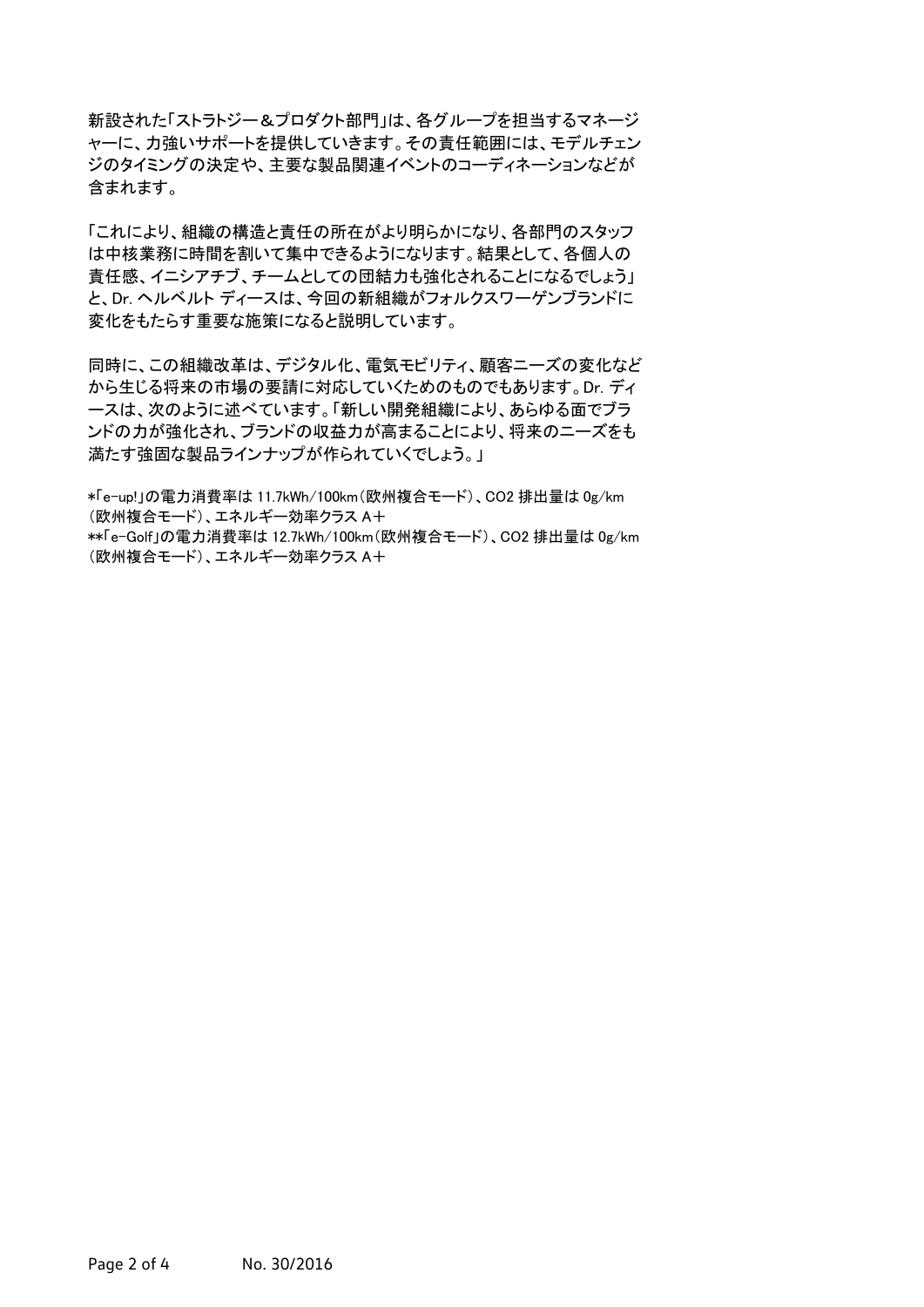新設された「ストラトジー＆プロダクト部門」は、各グループを担当するマネージャーに、力強いサポートを提供していきます。その責任範囲には、モデルチェンジのタイミングの決定や、主要な製品関連イベントのコーディネーションなどが含まれます。

「これにより、組織の構造と責任の所在がより明らかになり、各部門のスタッフは中核業務に時間を割いて集中できるようになります。結果として、各個人の責任感、イニシアチブ、チームとしての団結力も強化されることになるでしょう」と、Dr. ヘルベルト ディースは、今回の新組織がフォルクスワーゲンブランドに変化をもたらす重要な施策になると説明しています。

同時に、この組織改革は、デジタル化、電気モビリティ、顧客ニーズの変化などから生じる将来の市場の要請に対応していくためのものでもあります。Dr. ディースは、次のように述べています。「新しい開発組織により、あらゆる面でブランドの力が強化され、ブランドの収益力が高まることにより、将来のニーズをも満たす強固な製品ラインナップが作られていくでしょう。」

*「e-up!」の電力消費率は 11.7kWh/100km（欧州複合モード）、$CO_2$ 排出量は 0g/km（欧州複合モード）、エネルギー効率クラス A＋
**「e-Golf」の電力消費率は 12.7kWh/100km（欧州複合モード）、$CO_2$ 排出量は 0g/km（欧州複合モード）、エネルギー効率クラス A＋

No. 30/2016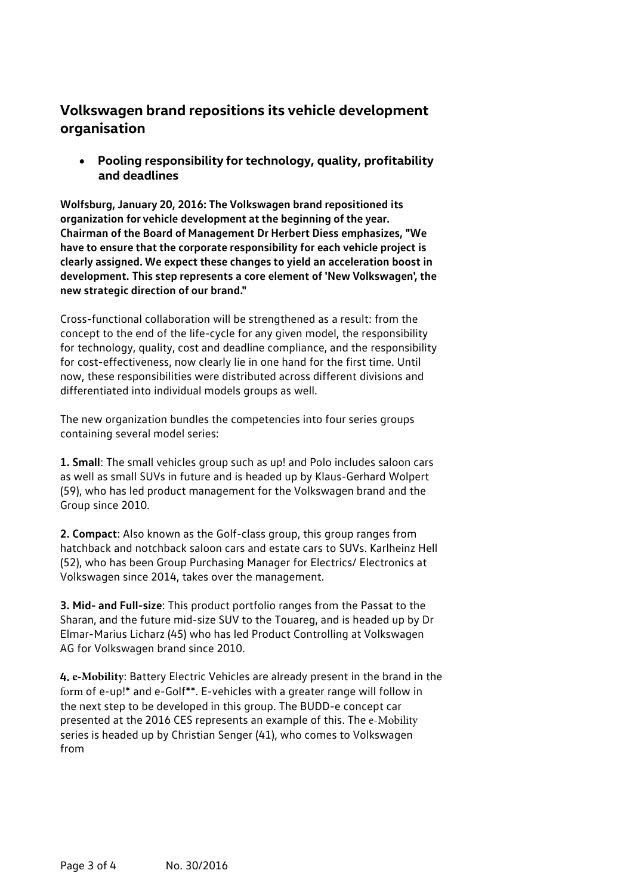## Volkswagen brand repositions its vehicle development organisation

- **Pooling responsibility for technology, quality, profitability and deadlines**

**Wolfsburg, January 20, 2016: The Volkswagen brand repositioned its organization for vehicle development at the beginning of the year. Chairman of the Board of Management Dr Herbert Diess emphasizes, "We have to ensure that the corporate responsibility for each vehicle project is clearly assigned. We expect these changes to yield an acceleration boost in development. This step represents a core element of 'New Volkswagen', the new strategic direction of our brand."**

Cross-functional collaboration will be strengthened as a result: from the concept to the end of the life-cycle for any given model, the responsibility for technology, quality, cost and deadline compliance, and the responsibility for cost-effectiveness, now clearly lie in one hand for the first time. Until now, these responsibilities were distributed across different divisions and differentiated into individual models groups as well.

The new organization bundles the competencies into four series groups containing several model series:

**1. Small**: The small vehicles group such as up! and Polo includes saloon cars as well as small SUVs in future and is headed up by Klaus-Gerhard Wolpert (59), who has led product management for the Volkswagen brand and the Group since 2010.

**2. Compact**: Also known as the Golf-class group, this group ranges from hatchback and notchback saloon cars and estate cars to SUVs. Karlheinz Hell (52), who has been Group Purchasing Manager for Electrics/ Electronics at Volkswagen since 2014, takes over the management.

**3. Mid- and Full-size**: This product portfolio ranges from the Passat to the Sharan, and the future mid-size SUV to the Touareg, and is headed up by Dr Elmar-Marius Licharz (45) who has led Product Controlling at Volkswagen AG for Volkswagen brand since 2010.

**4. e-Mobility**: Battery Electric Vehicles are already present in the brand in the form of e-up!* and e-Golf**. E-vehicles with a greater range will follow in the next step to be developed in this group. The BUDD-e concept car presented at the 2016 CES represents an example of this. The e-Mobility series is headed up by Christian Senger (41), who comes to Volkswagen from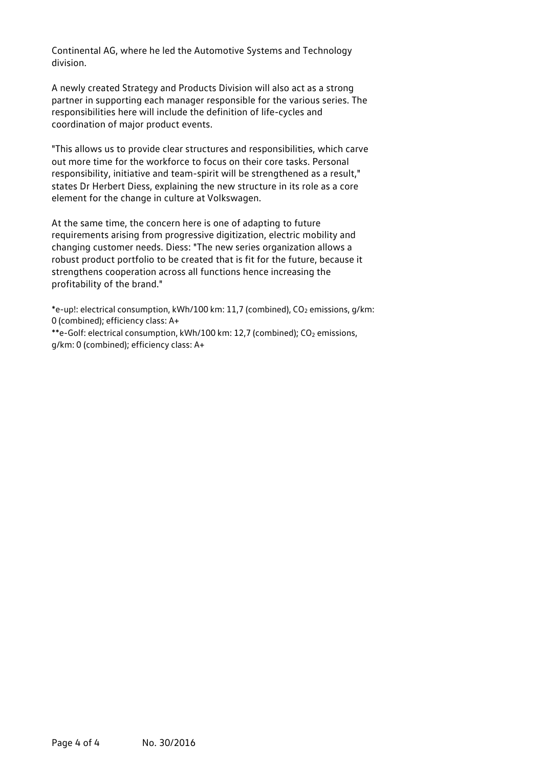Continental AG, where he led the Automotive Systems and Technology division.

A newly created Strategy and Products Division will also act as a strong partner in supporting each manager responsible for the various series. The responsibilities here will include the definition of life-cycles and coordination of major product events.

"This allows us to provide clear structures and responsibilities, which carve out more time for the workforce to focus on their core tasks. Personal responsibility, initiative and team-spirit will be strengthened as a result," states Dr Herbert Diess, explaining the new structure in its role as a core element for the change in culture at Volkswagen.

At the same time, the concern here is one of adapting to future requirements arising from progressive digitization, electric mobility and changing customer needs. Diess: "The new series organization allows a robust product portfolio to be created that is fit for the future, because it strengthens cooperation across all functions hence increasing the profitability of the brand."

*e-up!: electrical consumption, kWh/100 km: 11,7 (combined), $CO_2$ emissions, g/km: 0 (combined); efficiency class: A+
**e-Golf: electrical consumption, kWh/100 km: 12,7 (combined); $CO_2$ emissions, g/km: 0 (combined); efficiency class: A+